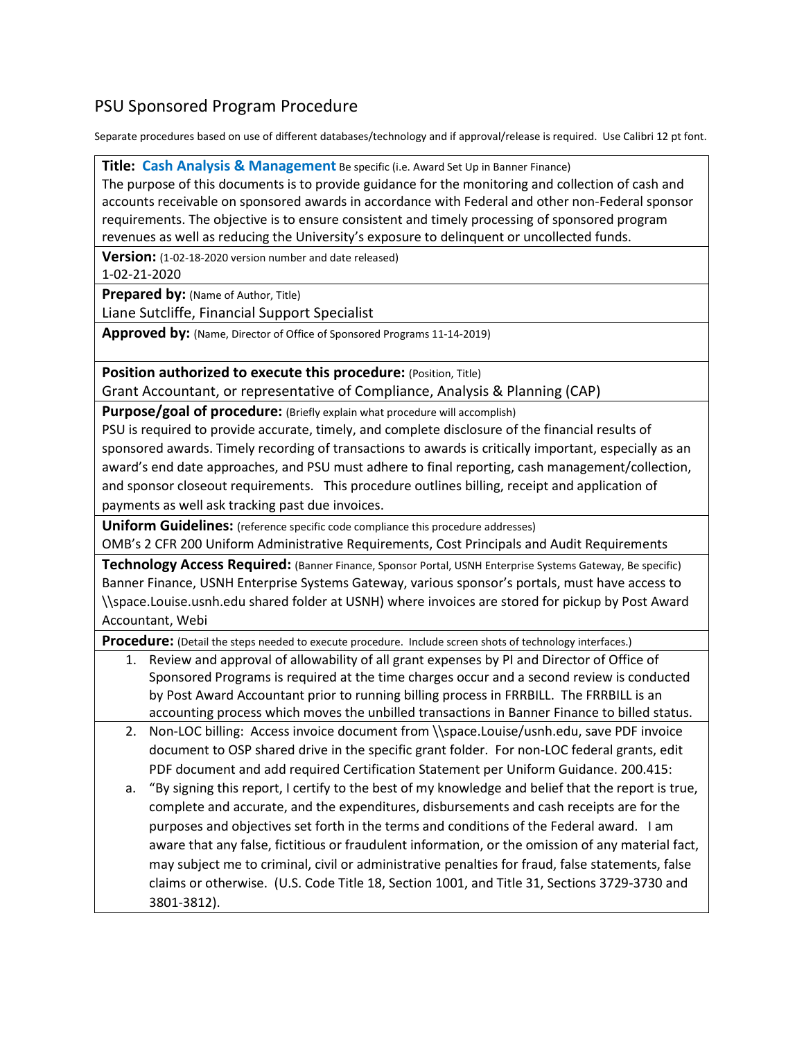# PSU Sponsored Program Procedure

Separate procedures based on use of different databases/technology and if approval/release is required. Use Calibri 12 pt font.

**Title: Cash Analysis & Management** Be specific (i.e. Award Set Up in Banner Finance)

The purpose of this documents is to provide guidance for the monitoring and collection of cash and accounts receivable on sponsored awards in accordance with Federal and other non-Federal sponsor requirements. The objective is to ensure consistent and timely processing of sponsored program revenues as well as reducing the University's exposure to delinquent or uncollected funds.

**Version:** (1-02-18-2020 version number and date released)

1-02-21-2020

**Prepared by:** (Name of Author, Title)

Liane Sutcliffe, Financial Support Specialist

**Approved by:** (Name, Director of Office of Sponsored Programs 11-14-2019)

**Position authorized to execute this procedure:** (Position, Title)

Grant Accountant, or representative of Compliance, Analysis & Planning (CAP)

**Purpose/goal of procedure:** (Briefly explain what procedure will accomplish)

PSU is required to provide accurate, timely, and complete disclosure of the financial results of sponsored awards. Timely recording of transactions to awards is critically important, especially as an award's end date approaches, and PSU must adhere to final reporting, cash management/collection, and sponsor closeout requirements. This procedure outlines billing, receipt and application of payments as well ask tracking past due invoices.

**Uniform Guidelines:** (reference specific code compliance this procedure addresses)

OMB's 2 CFR 200 Uniform Administrative Requirements, Cost Principals and Audit Requirements

**Technology Access Required:** (Banner Finance, Sponsor Portal, USNH Enterprise Systems Gateway, Be specific)

Banner Finance, USNH Enterprise Systems Gateway, various sponsor's portals, must have access to \\space.Louise.usnh.edu shared folder at USNH) where invoices are stored for pickup by Post Award Accountant, Webi

**Procedure:** (Detail the steps needed to execute procedure. Include screen shots of technology interfaces.)

1. Review and approval of allowability of all grant expenses by PI and Director of Office of Sponsored Programs is required at the time charges occur and a second review is conducted by Post Award Accountant prior to running billing process in FRRBILL. The FRRBILL is an accounting process which moves the unbilled transactions in Banner Finance to billed status.
2. Non-LOC billing: Access invoice document from \\space.Louise/usnh.edu, save PDF invoice document to OSP shared drive in the specific grant folder. For non-LOC federal grants, edit PDF document and add required Certification Statement per Uniform Guidance. 200.415:
   a. "By signing this report, I certify to the best of my knowledge and belief that the report is true, complete and accurate, and the expenditures, disbursements and cash receipts are for the purposes and objectives set forth in the terms and conditions of the Federal award. I am aware that any false, fictitious or fraudulent information, or the omission of any material fact, may subject me to criminal, civil or administrative penalties for fraud, false statements, false claims or otherwise. (U.S. Code Title 18, Section 1001, and Title 31, Sections 3729-3730 and 3801-3812).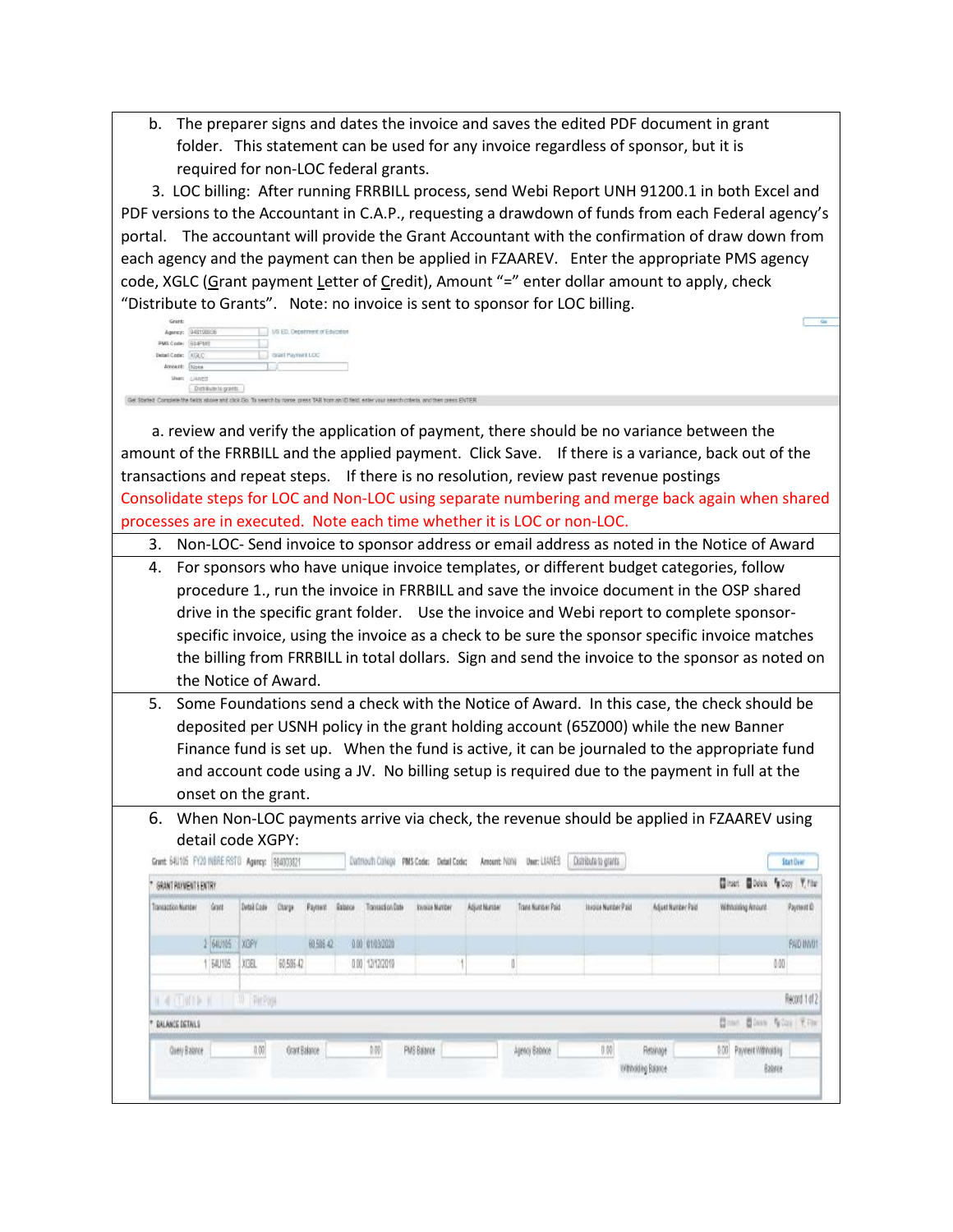b. The preparer signs and dates the invoice and saves the edited PDF document in grant folder. This statement can be used for any invoice regardless of sponsor, but it is required for non-LOC federal grants.

3. LOC billing: After running FRRBILL process, send Webi Report UNH 91200.1 in both Excel and PDF versions to the Accountant in C.A.P., requesting a drawdown of funds from each Federal agency's portal. The accountant will provide the Grant Accountant with the confirmation of draw down from each agency and the payment can then be applied in FZAAREV. Enter the appropriate PMS agency code, XGLC (Grant payment Letter of Credit), Amount "=" enter dollar amount to apply, check "Distribute to Grants". Note: no invoice is sent to sponsor for LOC billing.

a. review and verify the application of payment, there should be no variance between the amount of the FRRBILL and the applied payment. Click Save. If there is a variance, back out of the transactions and repeat steps. If there is no resolution, review past revenue postings

Consolidate steps for LOC and Non-LOC using separate numbering and merge back again when shared processes are in executed. Note each time whether it is LOC or non-LOC.

3. Non-LOC- Send invoice to sponsor address or email address as noted in the Notice of Award

4. For sponsors who have unique invoice templates, or different budget categories, follow procedure 1., run the invoice in FRRBILL and save the invoice document in the OSP shared drive in the specific grant folder. Use the invoice and Webi report to complete sponsor-specific invoice, using the invoice as a check to be sure the sponsor specific invoice matches the billing from FRRBILL in total dollars. Sign and send the invoice to the sponsor as noted on the Notice of Award.

5. Some Foundations send a check with the Notice of Award. In this case, the check should be deposited per USNH policy in the grant holding account (65Z000) while the new Banner Finance fund is set up. When the fund is active, it can be journaled to the appropriate fund and account code using a JV. No billing setup is required due to the payment in full at the onset on the grant.

6. When Non-LOC payments arrive via check, the revenue should be applied in FZAAREV using detail code XGPY: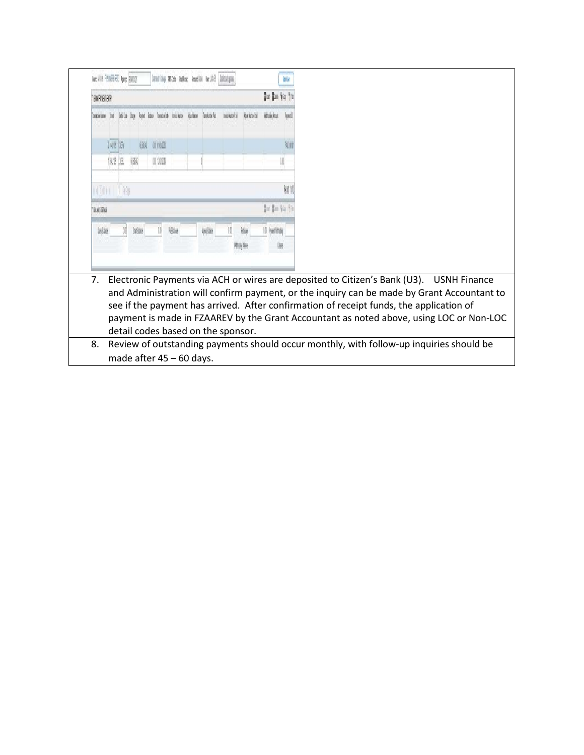7. Electronic Payments via ACH or wires are deposited to Citizen's Bank (U3). USNH Finance and Administration will confirm payment, or the inquiry can be made by Grant Accountant to see if the payment has arrived. After confirmation of receipt funds, the application of payment is made in FZAAREV by the Grant Accountant as noted above, using LOC or Non-LOC detail codes based on the sponsor.
8. Review of outstanding payments should occur monthly, with follow-up inquiries should be made after 45 – 60 days.